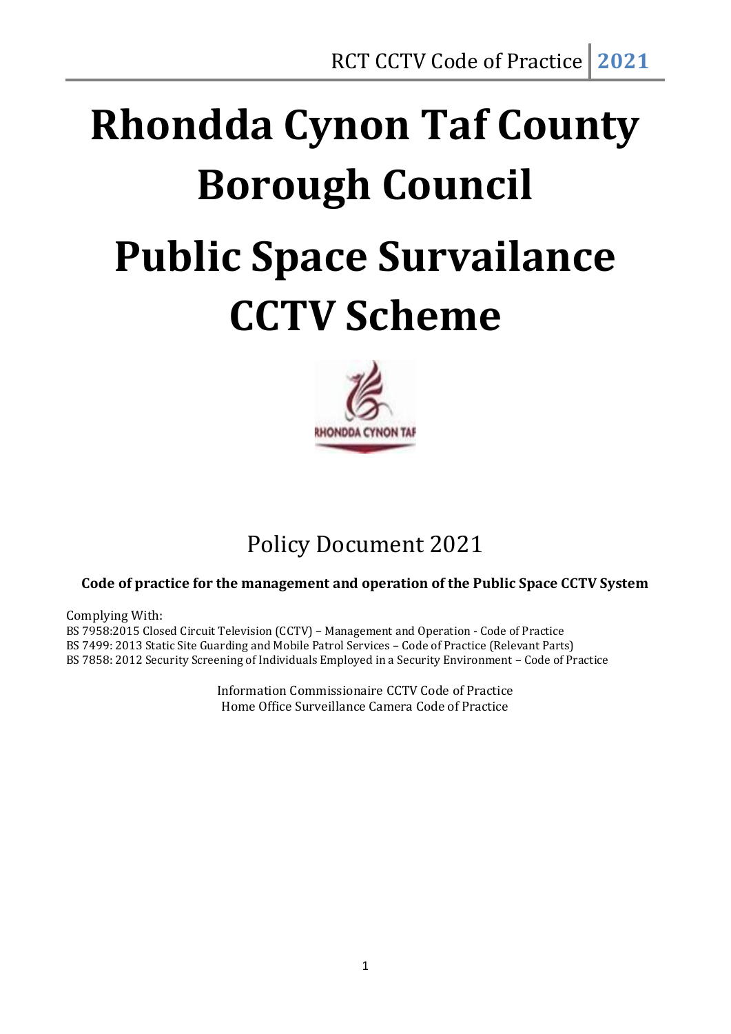# Rhondda Cynon Taf County Borough Council

# Public Space Survailance CCTV Scheme

## Policy Document 2021

**Code of practice for the management and operation of the Public Space CCTV System**

Complying With:
BS 7958:2015 Closed Circuit Television (CCTV) – Management and Operation - Code of Practice
BS 7499: 2013 Static Site Guarding and Mobile Patrol Services – Code of Practice (Relevant Parts)
BS 7858: 2012 Security Screening of Individuals Employed in a Security Environment – Code of Practice

Information Commissionaire CCTV Code of Practice
Home Office Surveillance Camera Code of Practice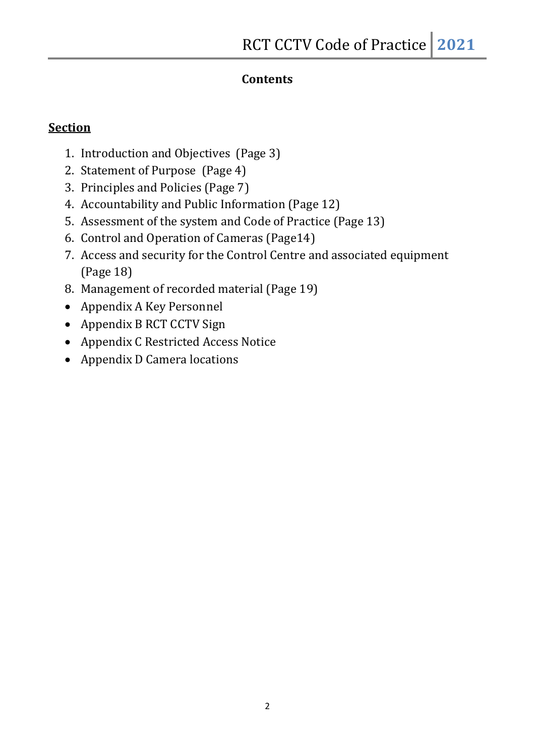## Contents

**<u>Section</u>**

1. Introduction and Objectives (Page 3)
2. Statement of Purpose (Page 4)
3. Principles and Policies (Page 7)
4. Accountability and Public Information (Page 12)
5. Assessment of the system and Code of Practice (Page 13)
6. Control and Operation of Cameras (Page14)
7. Access and security for the Control Centre and associated equipment (Page 18)
8. Management of recorded material (Page 19)

- Appendix A Key Personnel
- Appendix B RCT CCTV Sign
- Appendix C Restricted Access Notice
- Appendix D Camera locations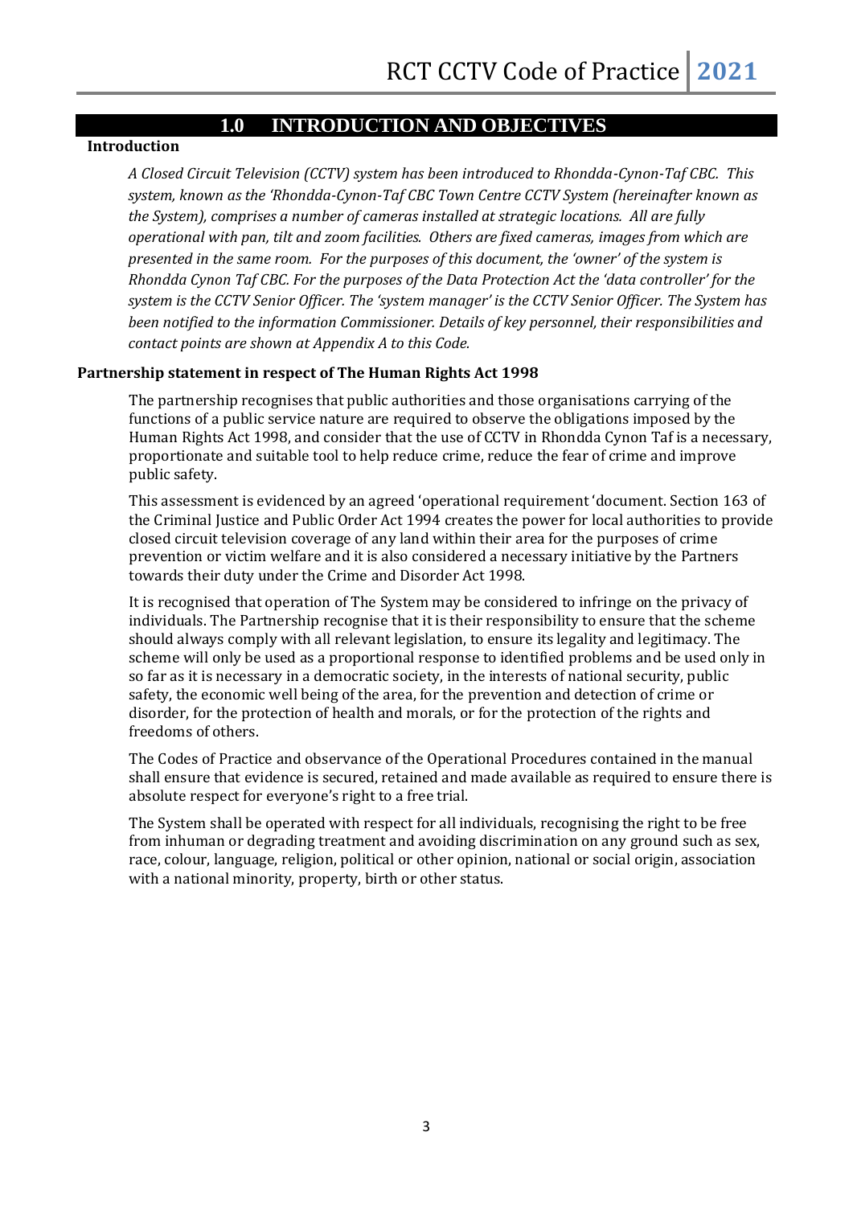## 1.0 INTRODUCTION AND OBJECTIVES

### Introduction

*A Closed Circuit Television (CCTV) system has been introduced to Rhondda-Cynon-Taf CBC. This system, known as the 'Rhondda-Cynon-Taf CBC Town Centre CCTV System (hereinafter known as the System), comprises a number of cameras installed at strategic locations. All are fully operational with pan, tilt and zoom facilities. Others are fixed cameras, images from which are presented in the same room. For the purposes of this document, the 'owner' of the system is Rhondda Cynon Taf CBC. For the purposes of the Data Protection Act the 'data controller' for the system is the CCTV Senior Officer. The 'system manager' is the CCTV Senior Officer. The System has been notified to the information Commissioner. Details of key personnel, their responsibilities and contact points are shown at Appendix A to this Code.*

### Partnership statement in respect of The Human Rights Act 1998

The partnership recognises that public authorities and those organisations carrying of the functions of a public service nature are required to observe the obligations imposed by the Human Rights Act 1998, and consider that the use of CCTV in Rhondda Cynon Taf is a necessary, proportionate and suitable tool to help reduce crime, reduce the fear of crime and improve public safety.

This assessment is evidenced by an agreed 'operational requirement 'document. Section 163 of the Criminal Justice and Public Order Act 1994 creates the power for local authorities to provide closed circuit television coverage of any land within their area for the purposes of crime prevention or victim welfare and it is also considered a necessary initiative by the Partners towards their duty under the Crime and Disorder Act 1998.

It is recognised that operation of The System may be considered to infringe on the privacy of individuals. The Partnership recognise that it is their responsibility to ensure that the scheme should always comply with all relevant legislation, to ensure its legality and legitimacy. The scheme will only be used as a proportional response to identified problems and be used only in so far as it is necessary in a democratic society, in the interests of national security, public safety, the economic well being of the area, for the prevention and detection of crime or disorder, for the protection of health and morals, or for the protection of the rights and freedoms of others.

The Codes of Practice and observance of the Operational Procedures contained in the manual shall ensure that evidence is secured, retained and made available as required to ensure there is absolute respect for everyone's right to a free trial.

The System shall be operated with respect for all individuals, recognising the right to be free from inhuman or degrading treatment and avoiding discrimination on any ground such as sex, race, colour, language, religion, political or other opinion, national or social origin, association with a national minority, property, birth or other status.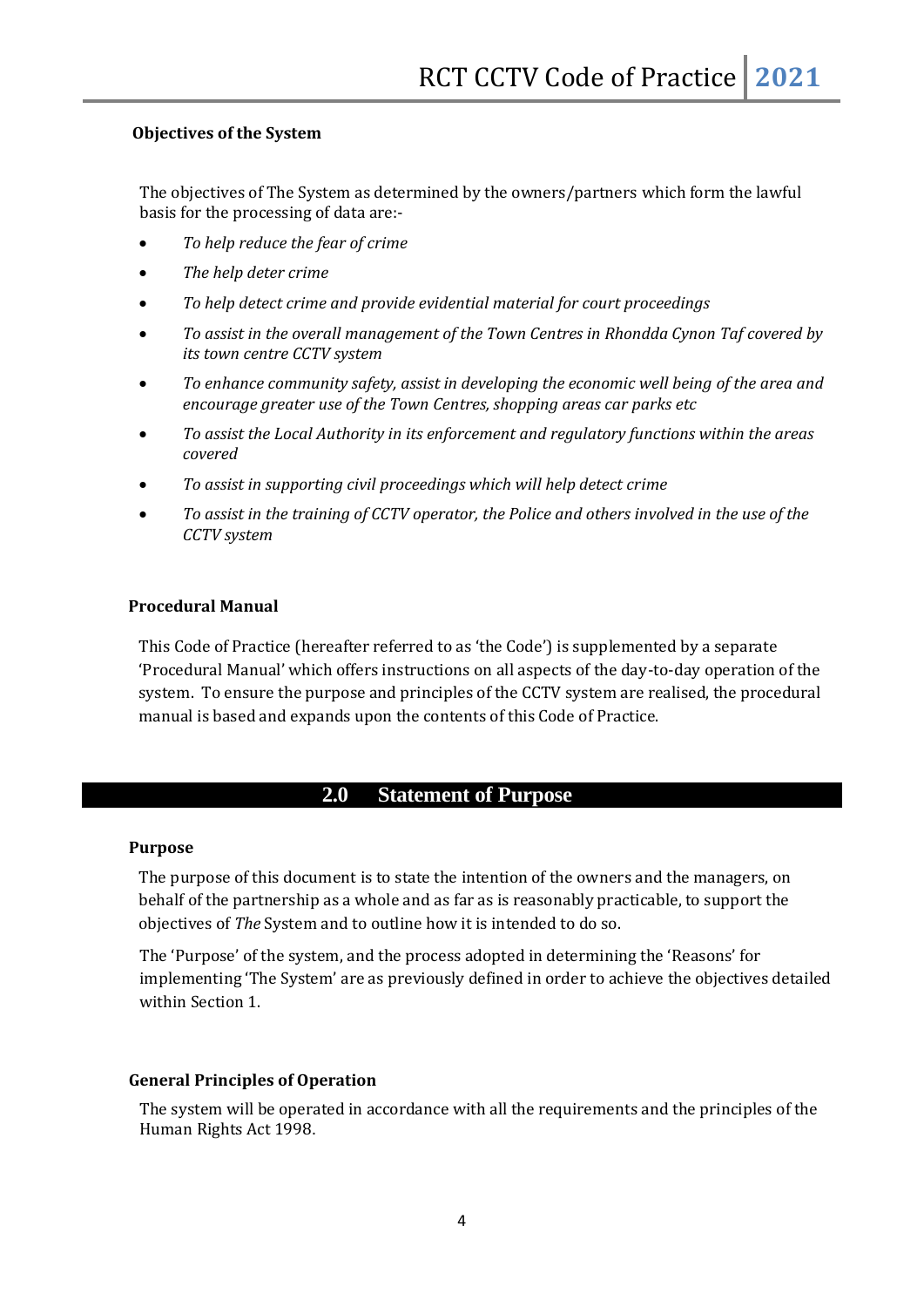**Objectives of the System**

The objectives of The System as determined by the owners/partners which form the lawful basis for the processing of data are:-

- *To help reduce the fear of crime*
- *The help deter crime*
- *To help detect crime and provide evidential material for court proceedings*
- *To assist in the overall management of the Town Centres in Rhondda Cynon Taf covered by its town centre CCTV system*
- *To enhance community safety, assist in developing the economic well being of the area and encourage greater use of the Town Centres, shopping areas car parks etc*
- *To assist the Local Authority in its enforcement and regulatory functions within the areas covered*
- *To assist in supporting civil proceedings which will help detect crime*
- *To assist in the training of CCTV operator, the Police and others involved in the use of the CCTV system*

**Procedural Manual**

This Code of Practice (hereafter referred to as 'the Code') is supplemented by a separate 'Procedural Manual' which offers instructions on all aspects of the day-to-day operation of the system. To ensure the purpose and principles of the CCTV system are realised, the procedural manual is based and expands upon the contents of this Code of Practice.

## 2.0 Statement of Purpose

**Purpose**

The purpose of this document is to state the intention of the owners and the managers, on behalf of the partnership as a whole and as far as is reasonably practicable, to support the objectives of *The* System and to outline how it is intended to do so.

The 'Purpose' of the system, and the process adopted in determining the 'Reasons' for implementing 'The System' are as previously defined in order to achieve the objectives detailed within Section 1.

**General Principles of Operation**

The system will be operated in accordance with all the requirements and the principles of the Human Rights Act 1998.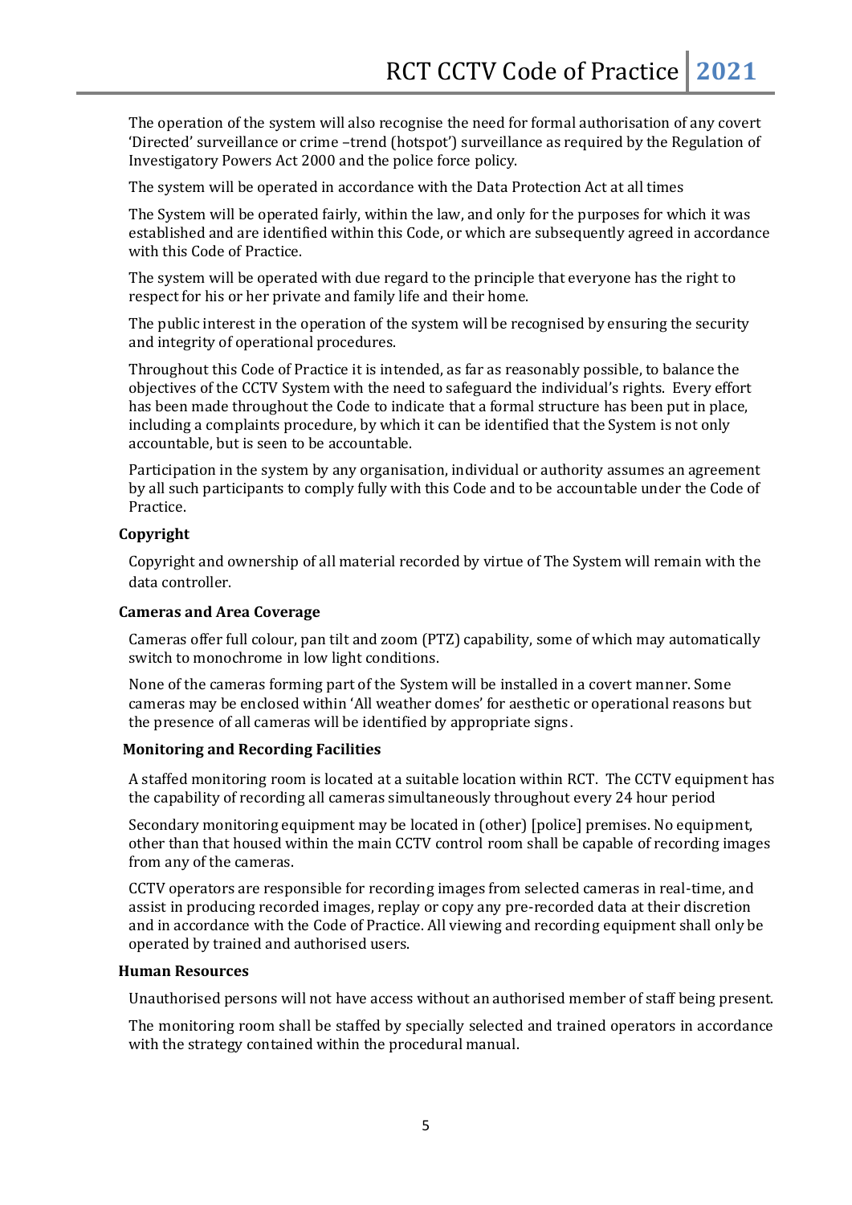The operation of the system will also recognise the need for formal authorisation of any covert 'Directed' surveillance or crime –trend (hotspot') surveillance as required by the Regulation of Investigatory Powers Act 2000 and the police force policy.

The system will be operated in accordance with the Data Protection Act at all times

The System will be operated fairly, within the law, and only for the purposes for which it was established and are identified within this Code, or which are subsequently agreed in accordance with this Code of Practice.

The system will be operated with due regard to the principle that everyone has the right to respect for his or her private and family life and their home.

The public interest in the operation of the system will be recognised by ensuring the security and integrity of operational procedures.

Throughout this Code of Practice it is intended, as far as reasonably possible, to balance the objectives of the CCTV System with the need to safeguard the individual's rights. Every effort has been made throughout the Code to indicate that a formal structure has been put in place, including a complaints procedure, by which it can be identified that the System is not only accountable, but is seen to be accountable.

Participation in the system by any organisation, individual or authority assumes an agreement by all such participants to comply fully with this Code and to be accountable under the Code of Practice.

**Copyright**

Copyright and ownership of all material recorded by virtue of The System will remain with the data controller.

**Cameras and Area Coverage**

Cameras offer full colour, pan tilt and zoom (PTZ) capability, some of which may automatically switch to monochrome in low light conditions.

None of the cameras forming part of the System will be installed in a covert manner. Some cameras may be enclosed within 'All weather domes' for aesthetic or operational reasons but the presence of all cameras will be identified by appropriate signs.

**Monitoring and Recording Facilities**

A staffed monitoring room is located at a suitable location within RCT. The CCTV equipment has the capability of recording all cameras simultaneously throughout every 24 hour period

Secondary monitoring equipment may be located in (other) [police] premises. No equipment, other than that housed within the main CCTV control room shall be capable of recording images from any of the cameras.

CCTV operators are responsible for recording images from selected cameras in real-time, and assist in producing recorded images, replay or copy any pre-recorded data at their discretion and in accordance with the Code of Practice. All viewing and recording equipment shall only be operated by trained and authorised users.

**Human Resources**

Unauthorised persons will not have access without an authorised member of staff being present.

The monitoring room shall be staffed by specially selected and trained operators in accordance with the strategy contained within the procedural manual.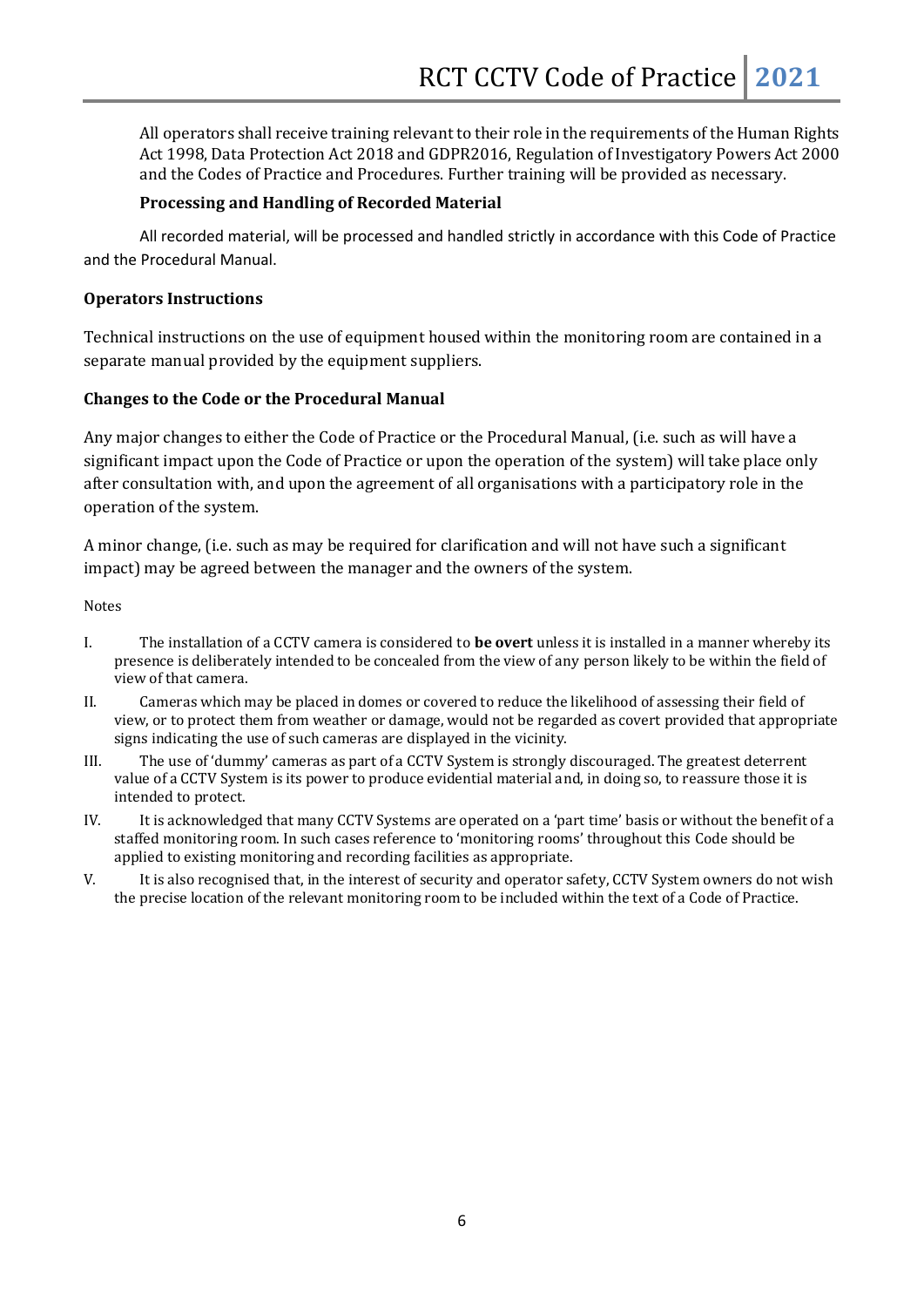All operators shall receive training relevant to their role in the requirements of the Human Rights Act 1998, Data Protection Act 2018 and GDPR2016, Regulation of Investigatory Powers Act 2000 and the Codes of Practice and Procedures. Further training will be provided as necessary.

### Processing and Handling of Recorded Material

All recorded material, will be processed and handled strictly in accordance with this Code of Practice and the Procedural Manual.

### Operators Instructions

Technical instructions on the use of equipment housed within the monitoring room are contained in a separate manual provided by the equipment suppliers.

### Changes to the Code or the Procedural Manual

Any major changes to either the Code of Practice or the Procedural Manual, (i.e. such as will have a significant impact upon the Code of Practice or upon the operation of the system) will take place only after consultation with, and upon the agreement of all organisations with a participatory role in the operation of the system.

A minor change, (i.e. such as may be required for clarification and will not have such a significant impact) may be agreed between the manager and the owners of the system.

Notes

I. The installation of a CCTV camera is considered to **be overt** unless it is installed in a manner whereby its presence is deliberately intended to be concealed from the view of any person likely to be within the field of view of that camera.

II. Cameras which may be placed in domes or covered to reduce the likelihood of assessing their field of view, or to protect them from weather or damage, would not be regarded as covert provided that appropriate signs indicating the use of such cameras are displayed in the vicinity.

III. The use of 'dummy' cameras as part of a CCTV System is strongly discouraged. The greatest deterrent value of a CCTV System is its power to produce evidential material and, in doing so, to reassure those it is intended to protect.

IV. It is acknowledged that many CCTV Systems are operated on a 'part time' basis or without the benefit of a staffed monitoring room. In such cases reference to 'monitoring rooms' throughout this Code should be applied to existing monitoring and recording facilities as appropriate.

V. It is also recognised that, in the interest of security and operator safety, CCTV System owners do not wish the precise location of the relevant monitoring room to be included within the text of a Code of Practice.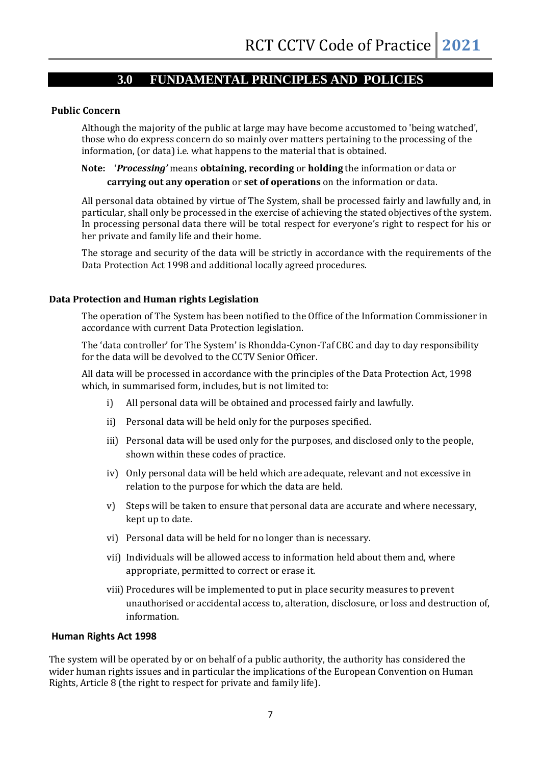## 3.0 FUNDAMENTAL PRINCIPLES AND POLICIES

### Public Concern

Although the majority of the public at large may have become accustomed to 'being watched', those who do express concern do so mainly over matters pertaining to the processing of the information, (or data) i.e. what happens to the material that is obtained.

**Note:** '***Processing'*** means **obtaining, recording** or **holding** the information or data or **carrying out any operation** or **set of operations** on the information or data.

All personal data obtained by virtue of The System, shall be processed fairly and lawfully and, in particular, shall only be processed in the exercise of achieving the stated objectives of the system. In processing personal data there will be total respect for everyone's right to respect for his or her private and family life and their home.

The storage and security of the data will be strictly in accordance with the requirements of the Data Protection Act 1998 and additional locally agreed procedures.

### Data Protection and Human rights Legislation

The operation of The System has been notified to the Office of the Information Commissioner in accordance with current Data Protection legislation.

The 'data controller' for The System' is Rhondda-Cynon-Taf CBC and day to day responsibility for the data will be devolved to the CCTV Senior Officer.

All data will be processed in accordance with the principles of the Data Protection Act, 1998 which, in summarised form, includes, but is not limited to:

i) All personal data will be obtained and processed fairly and lawfully.

ii) Personal data will be held only for the purposes specified.

iii) Personal data will be used only for the purposes, and disclosed only to the people, shown within these codes of practice.

iv) Only personal data will be held which are adequate, relevant and not excessive in relation to the purpose for which the data are held.

v) Steps will be taken to ensure that personal data are accurate and where necessary, kept up to date.

vi) Personal data will be held for no longer than is necessary.

vii) Individuals will be allowed access to information held about them and, where appropriate, permitted to correct or erase it.

viii) Procedures will be implemented to put in place security measures to prevent unauthorised or accidental access to, alteration, disclosure, or loss and destruction of, information.

### Human Rights Act 1998

The system will be operated by or on behalf of a public authority, the authority has considered the wider human rights issues and in particular the implications of the European Convention on Human Rights, Article 8 (the right to respect for private and family life).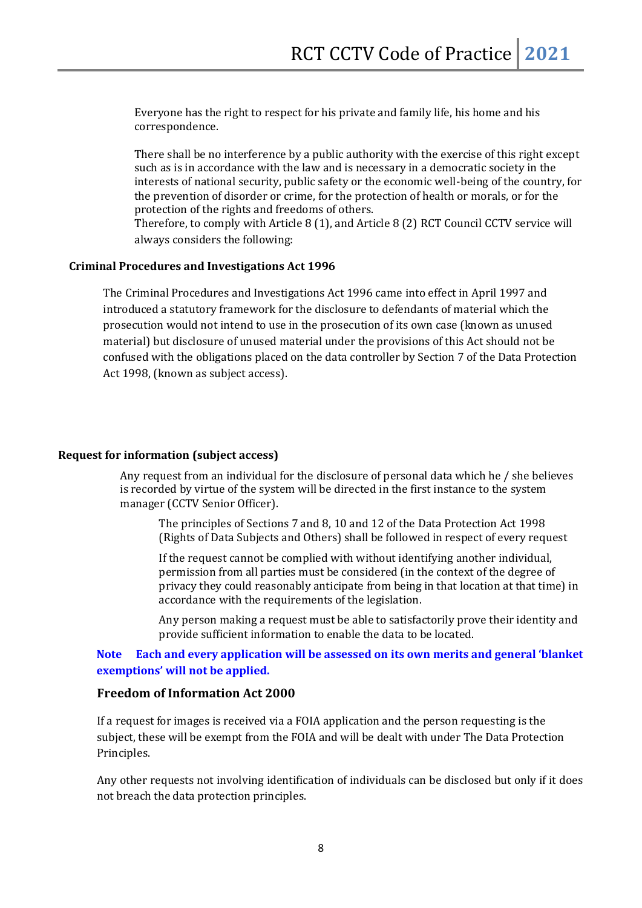Everyone has the right to respect for his private and family life, his home and his correspondence.

There shall be no interference by a public authority with the exercise of this right except such as is in accordance with the law and is necessary in a democratic society in the interests of national security, public safety or the economic well-being of the country, for the prevention of disorder or crime, for the protection of health or morals, or for the protection of the rights and freedoms of others.
Therefore, to comply with Article 8 (1), and Article 8 (2) RCT Council CCTV service will always considers the following:

**Criminal Procedures and Investigations Act 1996**

The Criminal Procedures and Investigations Act 1996 came into effect in April 1997 and introduced a statutory framework for the disclosure to defendants of material which the prosecution would not intend to use in the prosecution of its own case (known as unused material) but disclosure of unused material under the provisions of this Act should not be confused with the obligations placed on the data controller by Section 7 of the Data Protection Act 1998, (known as subject access).

**Request for information (subject access)**

Any request from an individual for the disclosure of personal data which he / she believes is recorded by virtue of the system will be directed in the first instance to the system manager (CCTV Senior Officer).

The principles of Sections 7 and 8, 10 and 12 of the Data Protection Act 1998 (Rights of Data Subjects and Others) shall be followed in respect of every request

If the request cannot be complied with without identifying another individual, permission from all parties must be considered (in the context of the degree of privacy they could reasonably anticipate from being in that location at that time) in accordance with the requirements of the legislation.

Any person making a request must be able to satisfactorily prove their identity and provide sufficient information to enable the data to be located.

**Note Each and every application will be assessed on its own merits and general 'blanket exemptions' will not be applied.**

## Freedom of Information Act 2000

If a request for images is received via a FOIA application and the person requesting is the subject, these will be exempt from the FOIA and will be dealt with under The Data Protection Principles.

Any other requests not involving identification of individuals can be disclosed but only if it does not breach the data protection principles.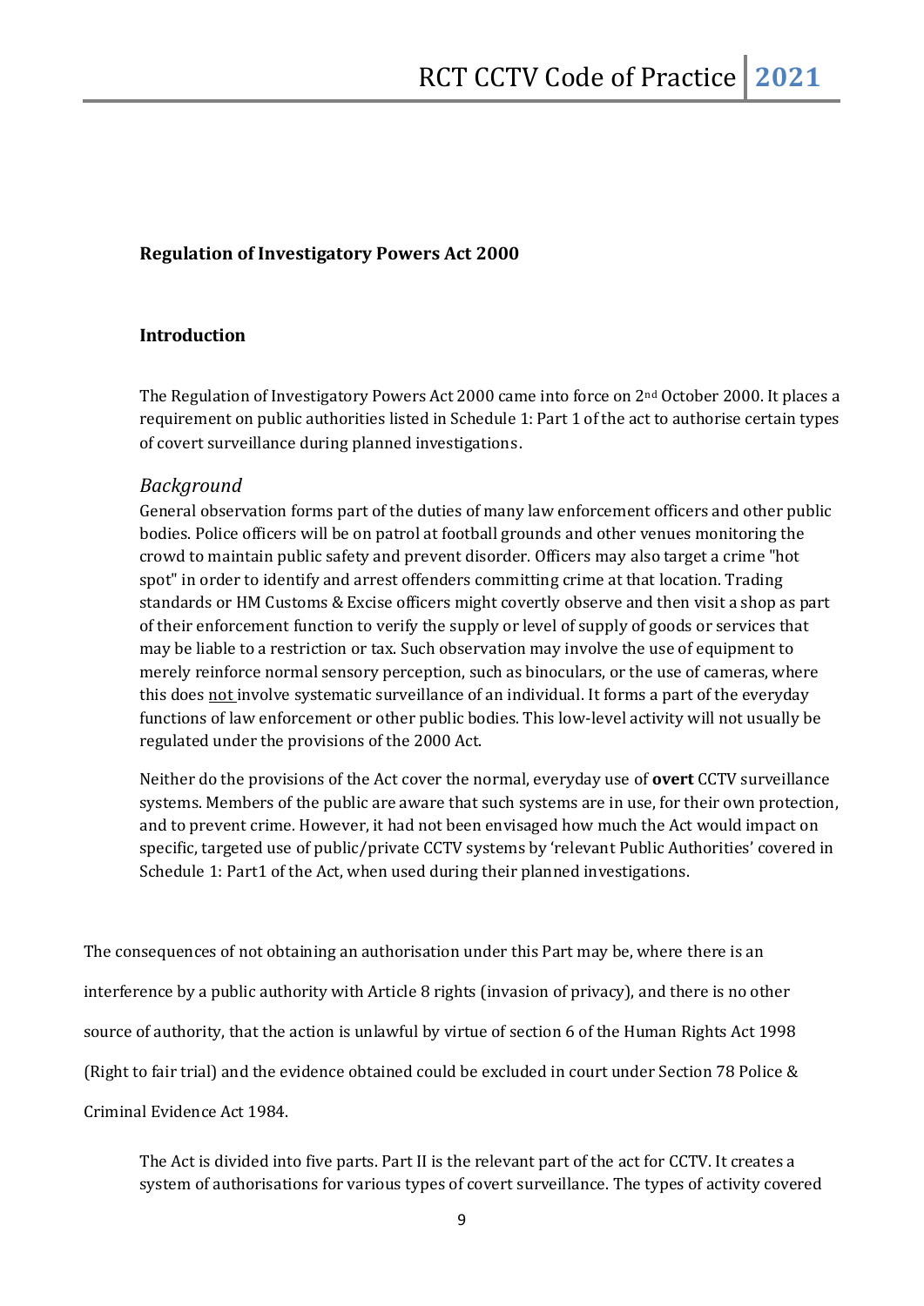**Regulation of Investigatory Powers Act 2000**

**Introduction**

The Regulation of Investigatory Powers Act 2000 came into force on 2nd October 2000. It places a requirement on public authorities listed in Schedule 1: Part 1 of the act to authorise certain types of covert surveillance during planned investigations.

*Background*

General observation forms part of the duties of many law enforcement officers and other public bodies. Police officers will be on patrol at football grounds and other venues monitoring the crowd to maintain public safety and prevent disorder. Officers may also target a crime "hot spot" in order to identify and arrest offenders committing crime at that location. Trading standards or HM Customs & Excise officers might covertly observe and then visit a shop as part of their enforcement function to verify the supply or level of supply of goods or services that may be liable to a restriction or tax. Such observation may involve the use of equipment to merely reinforce normal sensory perception, such as binoculars, or the use of cameras, where this does not involve systematic surveillance of an individual. It forms a part of the everyday functions of law enforcement or other public bodies. This low-level activity will not usually be regulated under the provisions of the 2000 Act.

Neither do the provisions of the Act cover the normal, everyday use of **overt** CCTV surveillance systems. Members of the public are aware that such systems are in use, for their own protection, and to prevent crime. However, it had not been envisaged how much the Act would impact on specific, targeted use of public/private CCTV systems by 'relevant Public Authorities' covered in Schedule 1: Part1 of the Act, when used during their planned investigations.

The consequences of not obtaining an authorisation under this Part may be, where there is an interference by a public authority with Article 8 rights (invasion of privacy), and there is no other source of authority, that the action is unlawful by virtue of section 6 of the Human Rights Act 1998 (Right to fair trial) and the evidence obtained could be excluded in court under Section 78 Police & Criminal Evidence Act 1984.

The Act is divided into five parts. Part II is the relevant part of the act for CCTV. It creates a system of authorisations for various types of covert surveillance. The types of activity covered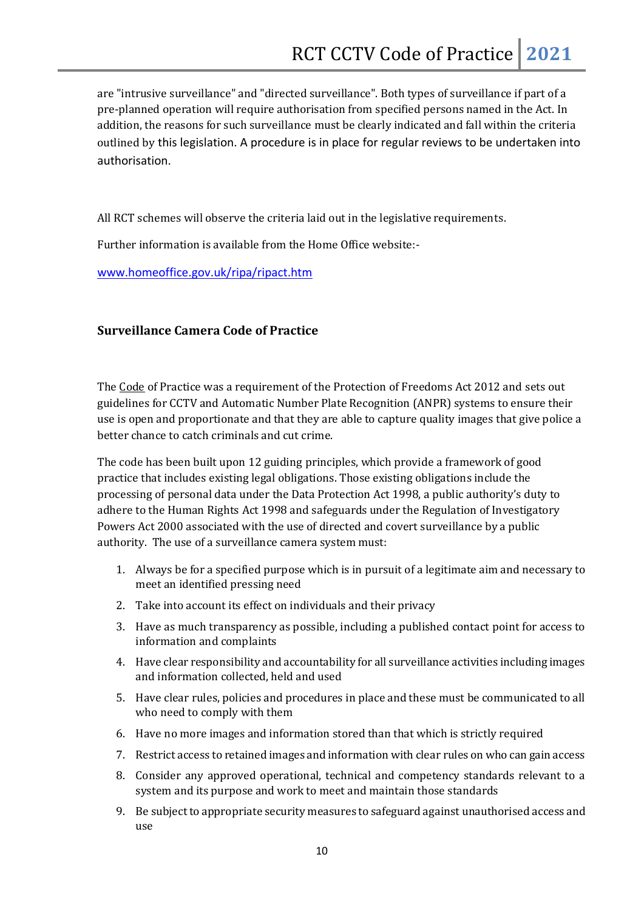are "intrusive surveillance" and "directed surveillance". Both types of surveillance if part of a pre-planned operation will require authorisation from specified persons named in the Act. In addition, the reasons for such surveillance must be clearly indicated and fall within the criteria outlined by this legislation. A procedure is in place for regular reviews to be undertaken into authorisation.

All RCT schemes will observe the criteria laid out in the legislative requirements.

Further information is available from the Home Office website:-

www.homeoffice.gov.uk/ripa/ripact.htm

### Surveillance Camera Code of Practice

The Code of Practice was a requirement of the Protection of Freedoms Act 2012 and sets out guidelines for CCTV and Automatic Number Plate Recognition (ANPR) systems to ensure their use is open and proportionate and that they are able to capture quality images that give police a better chance to catch criminals and cut crime.

The code has been built upon 12 guiding principles, which provide a framework of good practice that includes existing legal obligations. Those existing obligations include the processing of personal data under the Data Protection Act 1998, a public authority's duty to adhere to the Human Rights Act 1998 and safeguards under the Regulation of Investigatory Powers Act 2000 associated with the use of directed and covert surveillance by a public authority. The use of a surveillance camera system must:

1. Always be for a specified purpose which is in pursuit of a legitimate aim and necessary to meet an identified pressing need
2. Take into account its effect on individuals and their privacy
3. Have as much transparency as possible, including a published contact point for access to information and complaints
4. Have clear responsibility and accountability for all surveillance activities including images and information collected, held and used
5. Have clear rules, policies and procedures in place and these must be communicated to all who need to comply with them
6. Have no more images and information stored than that which is strictly required
7. Restrict access to retained images and information with clear rules on who can gain access
8. Consider any approved operational, technical and competency standards relevant to a system and its purpose and work to meet and maintain those standards
9. Be subject to appropriate security measures to safeguard against unauthorised access and use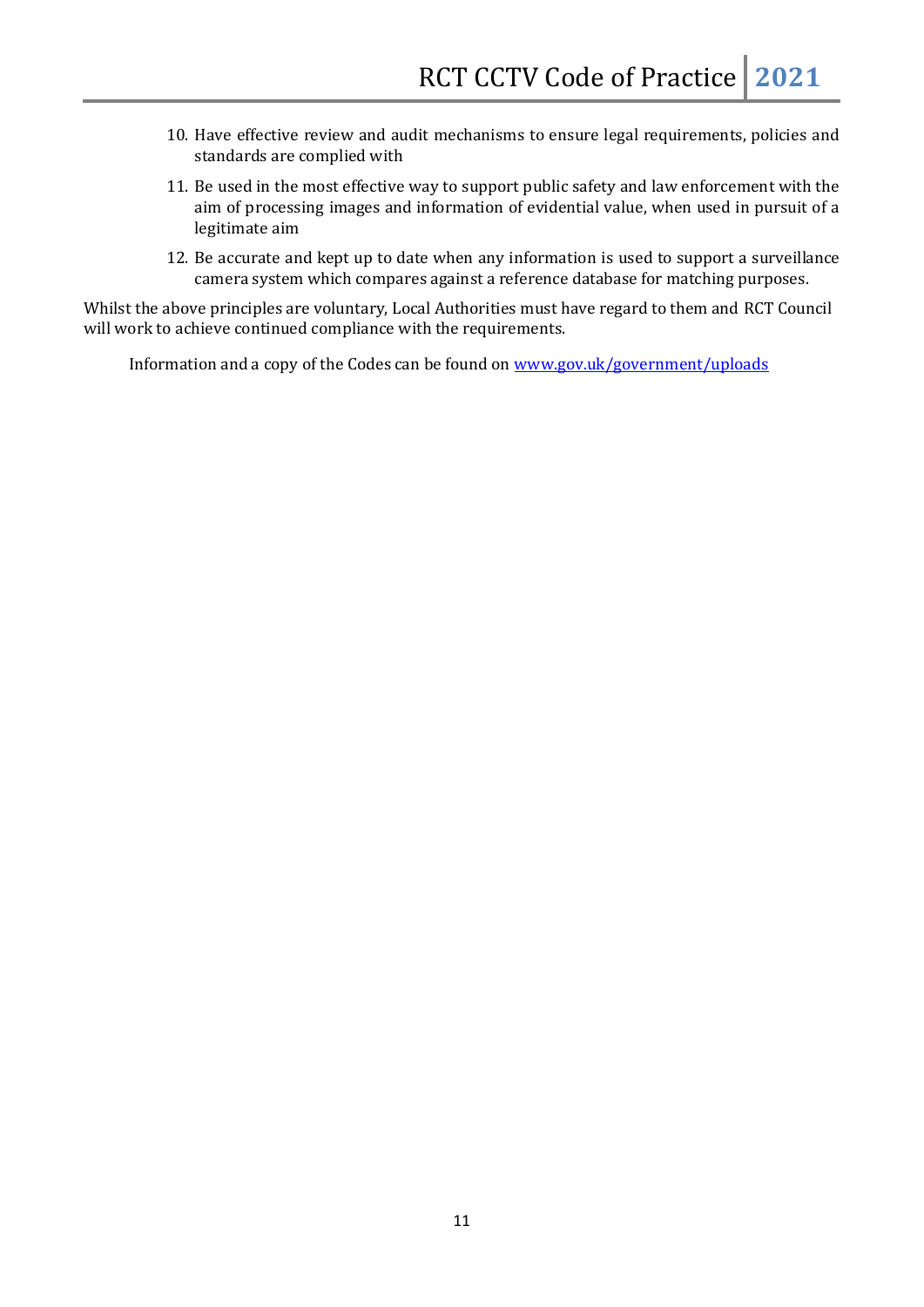10. Have effective review and audit mechanisms to ensure legal requirements, policies and standards are complied with
11. Be used in the most effective way to support public safety and law enforcement with the aim of processing images and information of evidential value, when used in pursuit of a legitimate aim
12. Be accurate and kept up to date when any information is used to support a surveillance camera system which compares against a reference database for matching purposes.

Whilst the above principles are voluntary, Local Authorities must have regard to them and RCT Council will work to achieve continued compliance with the requirements.

Information and a copy of the Codes can be found on [www.gov.uk/government/uploads](www.gov.uk/government/uploads)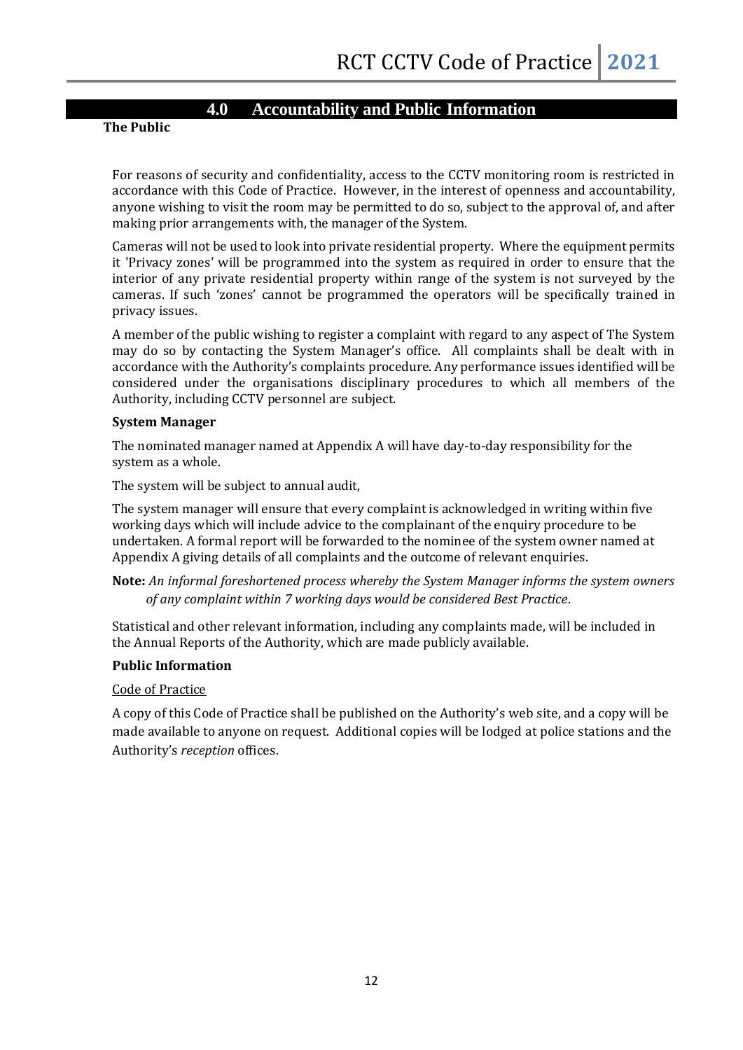## 4.0 Accountability and Public Information

### The Public

For reasons of security and confidentiality, access to the CCTV monitoring room is restricted in accordance with this Code of Practice. However, in the interest of openness and accountability, anyone wishing to visit the room may be permitted to do so, subject to the approval of, and after making prior arrangements with, the manager of the System.

Cameras will not be used to look into private residential property. Where the equipment permits it 'Privacy zones' will be programmed into the system as required in order to ensure that the interior of any private residential property within range of the system is not surveyed by the cameras. If such 'zones' cannot be programmed the operators will be specifically trained in privacy issues.

A member of the public wishing to register a complaint with regard to any aspect of The System may do so by contacting the System Manager's office. All complaints shall be dealt with in accordance with the Authority's complaints procedure. Any performance issues identified will be considered under the organisations disciplinary procedures to which all members of the Authority, including CCTV personnel are subject.

### System Manager

The nominated manager named at Appendix A will have day-to-day responsibility for the system as a whole.

The system will be subject to annual audit,

The system manager will ensure that every complaint is acknowledged in writing within five working days which will include advice to the complainant of the enquiry procedure to be undertaken. A formal report will be forwarded to the nominee of the system owner named at Appendix A giving details of all complaints and the outcome of relevant enquiries.

**Note:** *An informal foreshortened process whereby the System Manager informs the system owners of any complaint within 7 working days would be considered Best Practice.*

Statistical and other relevant information, including any complaints made, will be included in the Annual Reports of the Authority, which are made publicly available.

### Public Information

Code of Practice

A copy of this Code of Practice shall be published on the Authority's web site, and a copy will be made available to anyone on request. Additional copies will be lodged at police stations and the Authority's *reception* offices.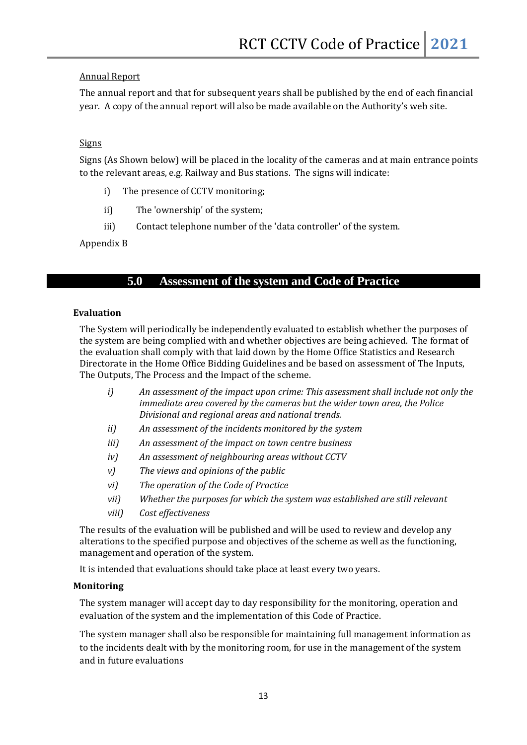Annual Report

The annual report and that for subsequent years shall be published by the end of each financial year. A copy of the annual report will also be made available on the Authority's web site.

Signs

Signs (As Shown below) will be placed in the locality of the cameras and at main entrance points to the relevant areas, e.g. Railway and Bus stations. The signs will indicate:

i) The presence of CCTV monitoring;

ii) The 'ownership' of the system;

iii) Contact telephone number of the 'data controller' of the system.

Appendix B

## 5.0 Assessment of the system and Code of Practice

**Evaluation**

The System will periodically be independently evaluated to establish whether the purposes of the system are being complied with and whether objectives are being achieved. The format of the evaluation shall comply with that laid down by the Home Office Statistics and Research Directorate in the Home Office Bidding Guidelines and be based on assessment of The Inputs, The Outputs, The Process and the Impact of the scheme.

*i) An assessment of the impact upon crime: This assessment shall include not only the immediate area covered by the cameras but the wider town area, the Police Divisional and regional areas and national trends.*

*ii) An assessment of the incidents monitored by the system*

*iii) An assessment of the impact on town centre business*

*iv) An assessment of neighbouring areas without CCTV*

*v) The views and opinions of the public*

*vi) The operation of the Code of Practice*

*vii) Whether the purposes for which the system was established are still relevant*

*viii) Cost effectiveness*

The results of the evaluation will be published and will be used to review and develop any alterations to the specified purpose and objectives of the scheme as well as the functioning, management and operation of the system.

It is intended that evaluations should take place at least every two years.

**Monitoring**

The system manager will accept day to day responsibility for the monitoring, operation and evaluation of the system and the implementation of this Code of Practice.

The system manager shall also be responsible for maintaining full management information as to the incidents dealt with by the monitoring room, for use in the management of the system and in future evaluations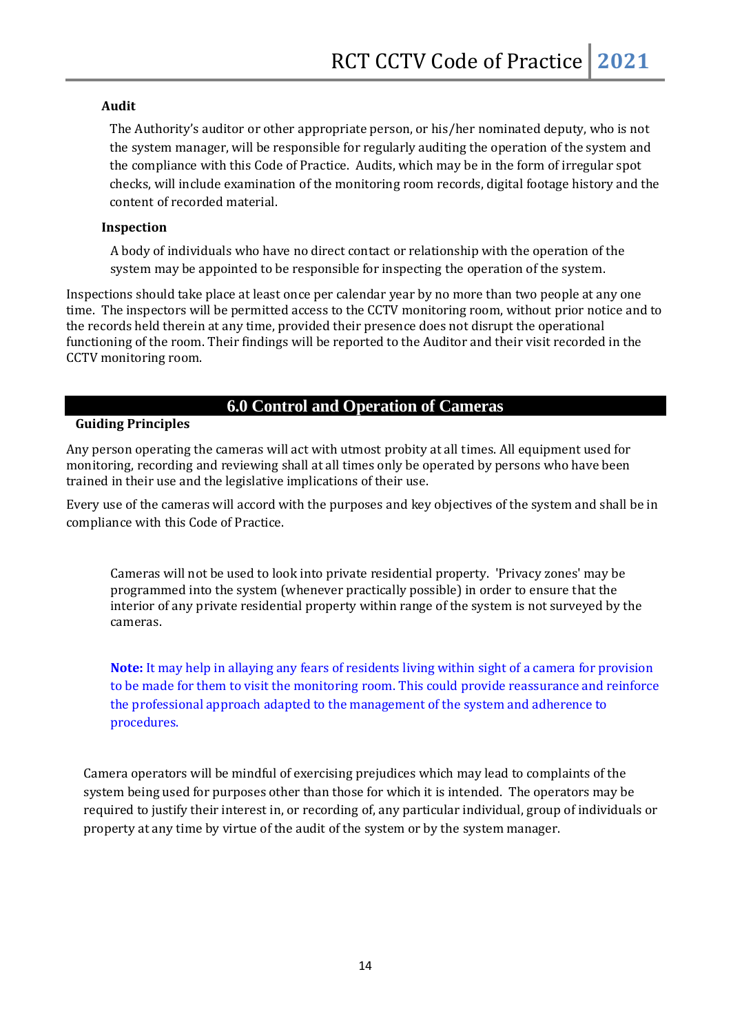**Audit**

The Authority's auditor or other appropriate person, or his/her nominated deputy, who is not the system manager, will be responsible for regularly auditing the operation of the system and the compliance with this Code of Practice. Audits, which may be in the form of irregular spot checks, will include examination of the monitoring room records, digital footage history and the content of recorded material.

**Inspection**

A body of individuals who have no direct contact or relationship with the operation of the system may be appointed to be responsible for inspecting the operation of the system.

Inspections should take place at least once per calendar year by no more than two people at any one time. The inspectors will be permitted access to the CCTV monitoring room, without prior notice and to the records held therein at any time, provided their presence does not disrupt the operational functioning of the room. Their findings will be reported to the Auditor and their visit recorded in the CCTV monitoring room.

## 6.0 Control and Operation of Cameras

**Guiding Principles**

Any person operating the cameras will act with utmost probity at all times. All equipment used for monitoring, recording and reviewing shall at all times only be operated by persons who have been trained in their use and the legislative implications of their use.

Every use of the cameras will accord with the purposes and key objectives of the system and shall be in compliance with this Code of Practice.

Cameras will not be used to look into private residential property. 'Privacy zones' may be programmed into the system (whenever practically possible) in order to ensure that the interior of any private residential property within range of the system is not surveyed by the cameras.

**Note:** It may help in allaying any fears of residents living within sight of a camera for provision to be made for them to visit the monitoring room. This could provide reassurance and reinforce the professional approach adapted to the management of the system and adherence to procedures.

Camera operators will be mindful of exercising prejudices which may lead to complaints of the system being used for purposes other than those for which it is intended. The operators may be required to justify their interest in, or recording of, any particular individual, group of individuals or property at any time by virtue of the audit of the system or by the system manager.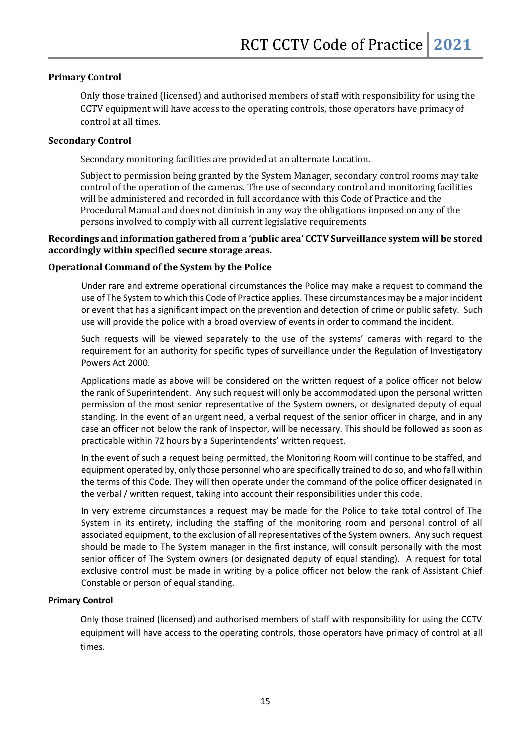**Primary Control**

Only those trained (licensed) and authorised members of staff with responsibility for using the CCTV equipment will have access to the operating controls, those operators have primacy of control at all times.

**Secondary Control**

Secondary monitoring facilities are provided at an alternate Location.

Subject to permission being granted by the System Manager, secondary control rooms may take control of the operation of the cameras. The use of secondary control and monitoring facilities will be administered and recorded in full accordance with this Code of Practice and the Procedural Manual and does not diminish in any way the obligations imposed on any of the persons involved to comply with all current legislative requirements

**Recordings and information gathered from a 'public area' CCTV Surveillance system will be stored accordingly within specified secure storage areas.**

**Operational Command of the System by the Police**

Under rare and extreme operational circumstances the Police may make a request to command the use of The System to which this Code of Practice applies. These circumstances may be a major incident or event that has a significant impact on the prevention and detection of crime or public safety. Such use will provide the police with a broad overview of events in order to command the incident.

Such requests will be viewed separately to the use of the systems' cameras with regard to the requirement for an authority for specific types of surveillance under the Regulation of Investigatory Powers Act 2000.

Applications made as above will be considered on the written request of a police officer not below the rank of Superintendent. Any such request will only be accommodated upon the personal written permission of the most senior representative of the System owners, or designated deputy of equal standing. In the event of an urgent need, a verbal request of the senior officer in charge, and in any case an officer not below the rank of Inspector, will be necessary. This should be followed as soon as practicable within 72 hours by a Superintendents' written request.

In the event of such a request being permitted, the Monitoring Room will continue to be staffed, and equipment operated by, only those personnel who are specifically trained to do so, and who fall within the terms of this Code. They will then operate under the command of the police officer designated in the verbal / written request, taking into account their responsibilities under this code.

In very extreme circumstances a request may be made for the Police to take total control of The System in its entirety, including the staffing of the monitoring room and personal control of all associated equipment, to the exclusion of all representatives of the System owners. Any such request should be made to The System manager in the first instance, will consult personally with the most senior officer of The System owners (or designated deputy of equal standing). A request for total exclusive control must be made in writing by a police officer not below the rank of Assistant Chief Constable or person of equal standing.

**Primary Control**

Only those trained (licensed) and authorised members of staff with responsibility for using the CCTV equipment will have access to the operating controls, those operators have primacy of control at all times.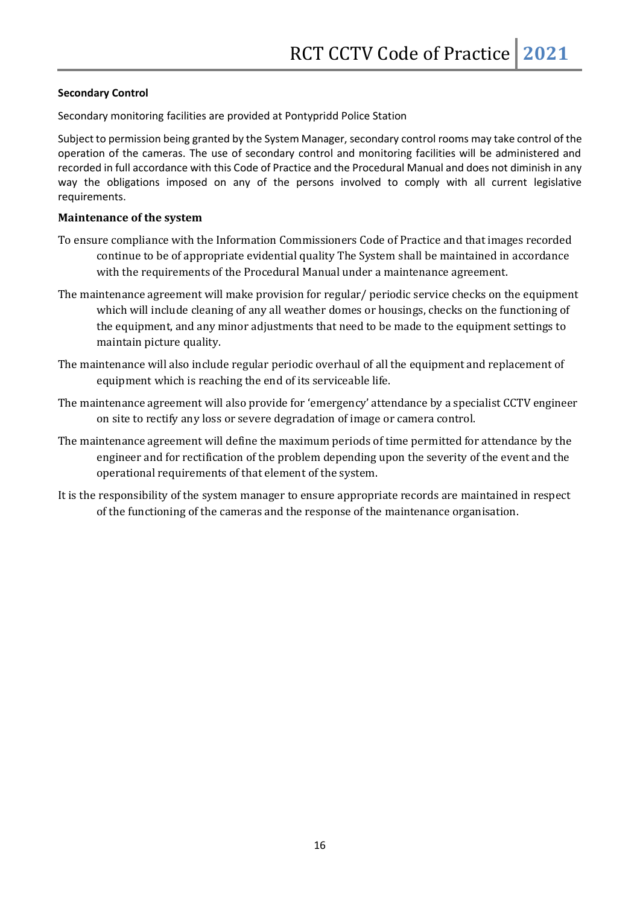**Secondary Control**

Secondary monitoring facilities are provided at Pontypridd Police Station

Subject to permission being granted by the System Manager, secondary control rooms may take control of the operation of the cameras. The use of secondary control and monitoring facilities will be administered and recorded in full accordance with this Code of Practice and the Procedural Manual and does not diminish in any way the obligations imposed on any of the persons involved to comply with all current legislative requirements.

**Maintenance of the system**

To ensure compliance with the Information Commissioners Code of Practice and that images recorded continue to be of appropriate evidential quality The System shall be maintained in accordance with the requirements of the Procedural Manual under a maintenance agreement.

The maintenance agreement will make provision for regular/ periodic service checks on the equipment which will include cleaning of any all weather domes or housings, checks on the functioning of the equipment, and any minor adjustments that need to be made to the equipment settings to maintain picture quality.

The maintenance will also include regular periodic overhaul of all the equipment and replacement of equipment which is reaching the end of its serviceable life.

The maintenance agreement will also provide for 'emergency' attendance by a specialist CCTV engineer on site to rectify any loss or severe degradation of image or camera control.

The maintenance agreement will define the maximum periods of time permitted for attendance by the engineer and for rectification of the problem depending upon the severity of the event and the operational requirements of that element of the system.

It is the responsibility of the system manager to ensure appropriate records are maintained in respect of the functioning of the cameras and the response of the maintenance organisation.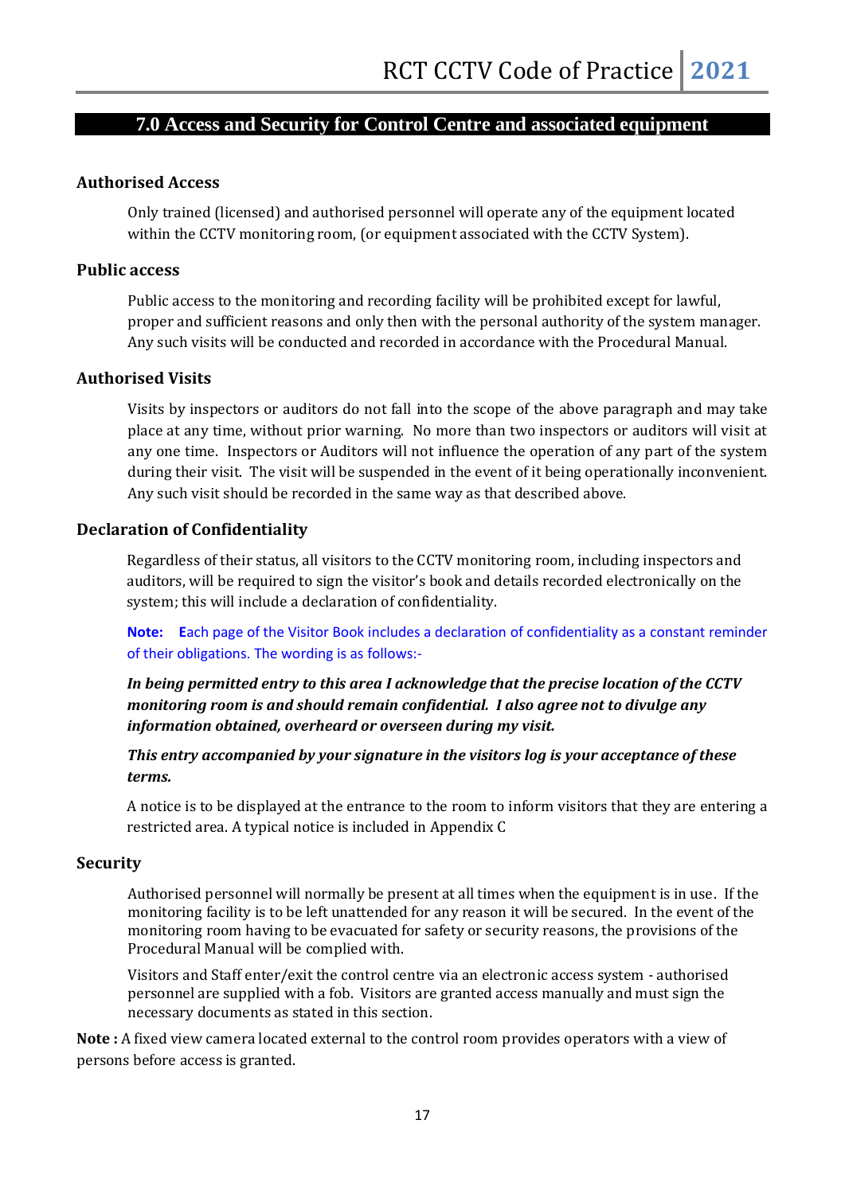## 7.0 Access and Security for Control Centre and associated equipment

### Authorised Access

Only trained (licensed) and authorised personnel will operate any of the equipment located within the CCTV monitoring room, (or equipment associated with the CCTV System).

### Public access

Public access to the monitoring and recording facility will be prohibited except for lawful, proper and sufficient reasons and only then with the personal authority of the system manager. Any such visits will be conducted and recorded in accordance with the Procedural Manual.

### Authorised Visits

Visits by inspectors or auditors do not fall into the scope of the above paragraph and may take place at any time, without prior warning. No more than two inspectors or auditors will visit at any one time. Inspectors or Auditors will not influence the operation of any part of the system during their visit. The visit will be suspended in the event of it being operationally inconvenient. Any such visit should be recorded in the same way as that described above.

### Declaration of Confidentiality

Regardless of their status, all visitors to the CCTV monitoring room, including inspectors and auditors, will be required to sign the visitor's book and details recorded electronically on the system; this will include a declaration of confidentiality.

**Note:** Each page of the Visitor Book includes a declaration of confidentiality as a constant reminder of their obligations. The wording is as follows:-

***In being permitted entry to this area I acknowledge that the precise location of the CCTV monitoring room is and should remain confidential. I also agree not to divulge any information obtained, overheard or overseen during my visit.***

***This entry accompanied by your signature in the visitors log is your acceptance of these terms.***

A notice is to be displayed at the entrance to the room to inform visitors that they are entering a restricted area. A typical notice is included in Appendix C

### Security

Authorised personnel will normally be present at all times when the equipment is in use. If the monitoring facility is to be left unattended for any reason it will be secured. In the event of the monitoring room having to be evacuated for safety or security reasons, the provisions of the Procedural Manual will be complied with.

Visitors and Staff enter/exit the control centre via an electronic access system - authorised personnel are supplied with a fob. Visitors are granted access manually and must sign the necessary documents as stated in this section.

**Note :** A fixed view camera located external to the control room provides operators with a view of persons before access is granted.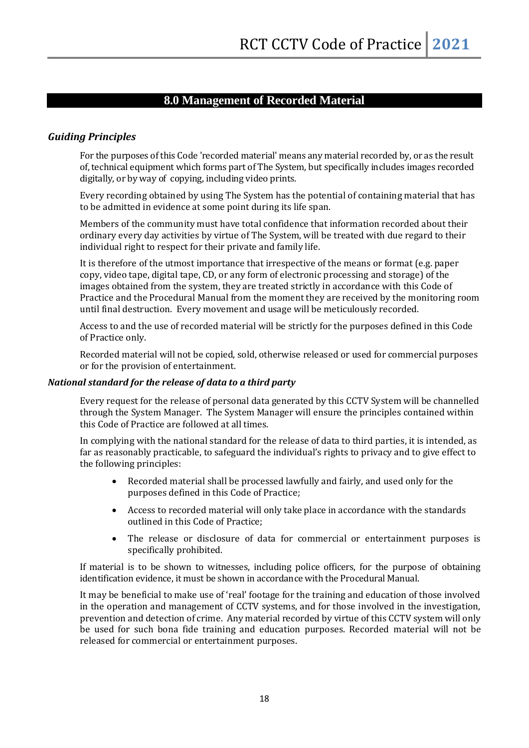## 8.0 Management of Recorded Material

### *Guiding Principles*

For the purposes of this Code 'recorded material' means any material recorded by, or as the result of, technical equipment which forms part of The System, but specifically includes images recorded digitally, or by way of copying, including video prints.

Every recording obtained by using The System has the potential of containing material that has to be admitted in evidence at some point during its life span.

Members of the community must have total confidence that information recorded about their ordinary every day activities by virtue of The System, will be treated with due regard to their individual right to respect for their private and family life.

It is therefore of the utmost importance that irrespective of the means or format (e.g. paper copy, video tape, digital tape, CD, or any form of electronic processing and storage) of the images obtained from the system, they are treated strictly in accordance with this Code of Practice and the Procedural Manual from the moment they are received by the monitoring room until final destruction. Every movement and usage will be meticulously recorded.

Access to and the use of recorded material will be strictly for the purposes defined in this Code of Practice only.

Recorded material will not be copied, sold, otherwise released or used for commercial purposes or for the provision of entertainment.

#### *National standard for the release of data to a third party*

Every request for the release of personal data generated by this CCTV System will be channelled through the System Manager. The System Manager will ensure the principles contained within this Code of Practice are followed at all times.

In complying with the national standard for the release of data to third parties, it is intended, as far as reasonably practicable, to safeguard the individual's rights to privacy and to give effect to the following principles:

- Recorded material shall be processed lawfully and fairly, and used only for the purposes defined in this Code of Practice;
- Access to recorded material will only take place in accordance with the standards outlined in this Code of Practice;
- The release or disclosure of data for commercial or entertainment purposes is specifically prohibited.

If material is to be shown to witnesses, including police officers, for the purpose of obtaining identification evidence, it must be shown in accordance with the Procedural Manual.

It may be beneficial to make use of 'real' footage for the training and education of those involved in the operation and management of CCTV systems, and for those involved in the investigation, prevention and detection of crime. Any material recorded by virtue of this CCTV system will only be used for such bona fide training and education purposes. Recorded material will not be released for commercial or entertainment purposes.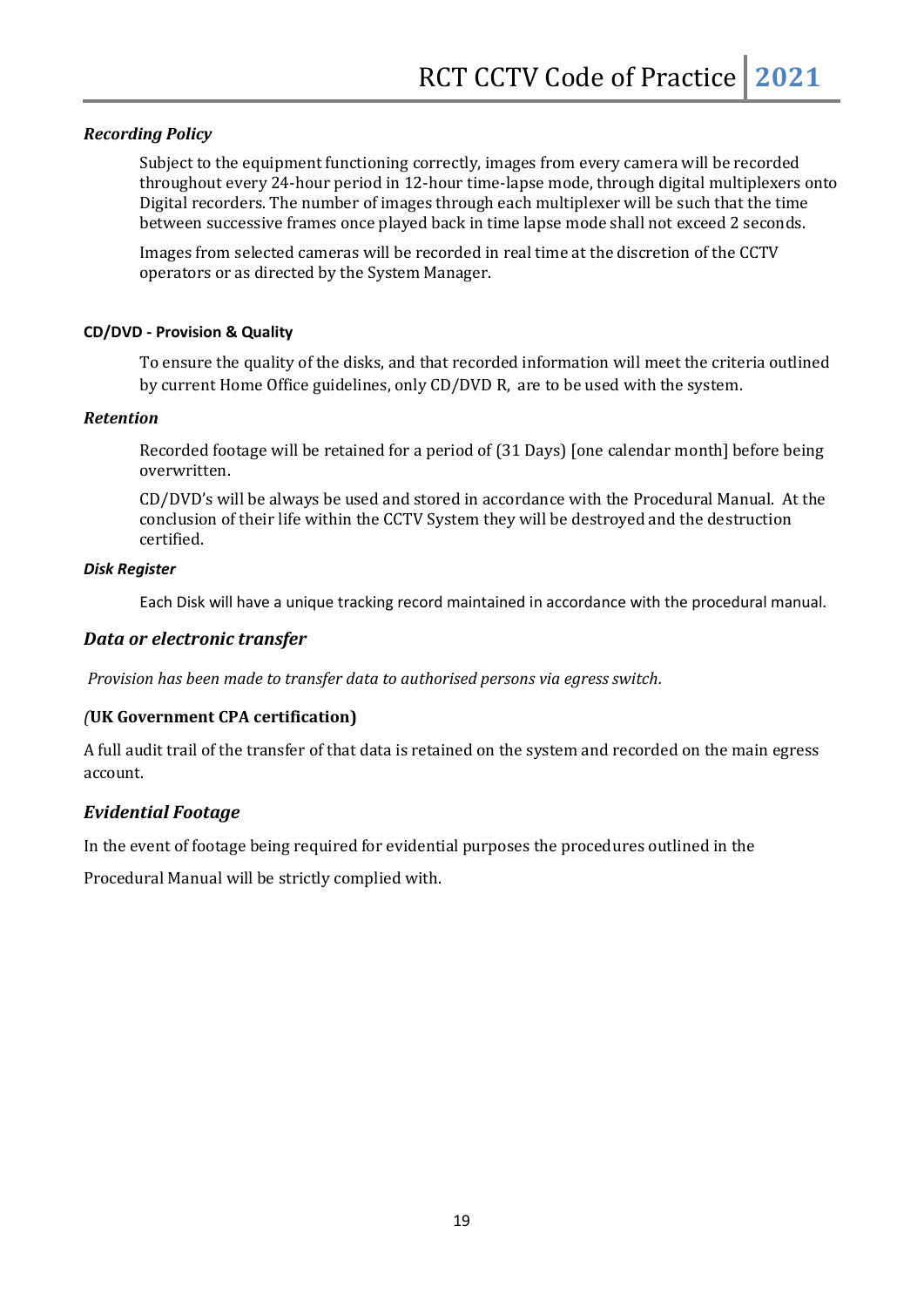### *Recording Policy*

Subject to the equipment functioning correctly, images from every camera will be recorded throughout every 24-hour period in 12-hour time-lapse mode, through digital multiplexers onto Digital recorders. The number of images through each multiplexer will be such that the time between successive frames once played back in time lapse mode shall not exceed 2 seconds.

Images from selected cameras will be recorded in real time at the discretion of the CCTV operators or as directed by the System Manager.

#### **CD/DVD - Provision & Quality**

To ensure the quality of the disks, and that recorded information will meet the criteria outlined by current Home Office guidelines, only CD/DVD R, are to be used with the system.

### *Retention*

Recorded footage will be retained for a period of (31 Days) [one calendar month] before being overwritten.

CD/DVD's will be always be used and stored in accordance with the Procedural Manual. At the conclusion of their life within the CCTV System they will be destroyed and the destruction certified.

#### *Disk Register*

Each Disk will have a unique tracking record maintained in accordance with the procedural manual.

## *Data or electronic transfer*

*Provision has been made to transfer data to authorised persons via egress switch.*

### *(***UK Government CPA certification)**

A full audit trail of the transfer of that data is retained on the system and recorded on the main egress account.

## *Evidential Footage*

In the event of footage being required for evidential purposes the procedures outlined in the

Procedural Manual will be strictly complied with.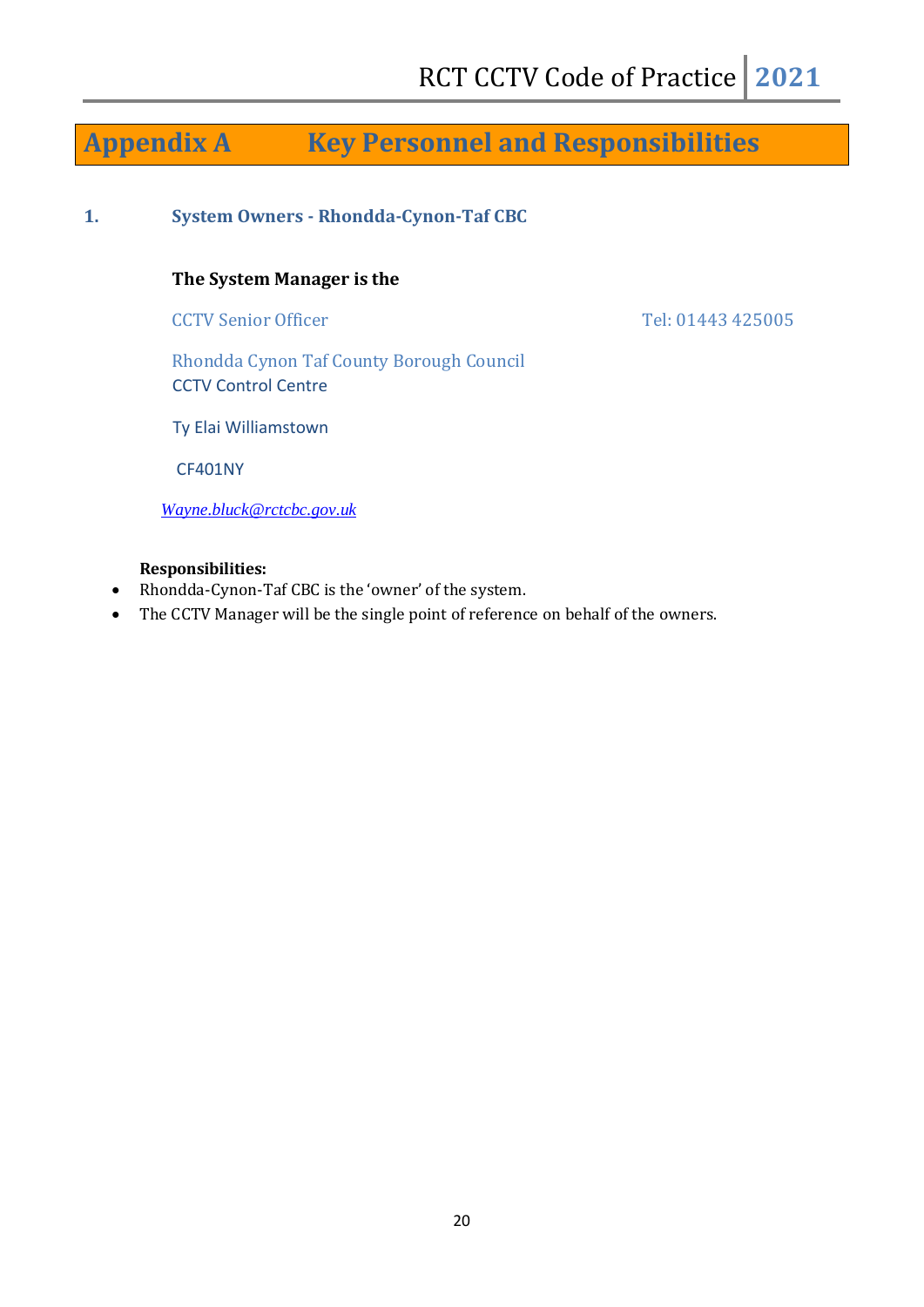# Appendix A Key Personnel and Responsibilities

## 1. System Owners - Rhondda-Cynon-Taf CBC

**The System Manager is the**

CCTV Senior Officer Tel: 01443 425005

Rhondda Cynon Taf County Borough Council
CCTV Control Centre

Ty Elai Williamstown

CF401NY

*Wayne.bluck@rctcbc.gov.uk*

**Responsibilities:**

- Rhondda-Cynon-Taf CBC is the 'owner' of the system.
- The CCTV Manager will be the single point of reference on behalf of the owners.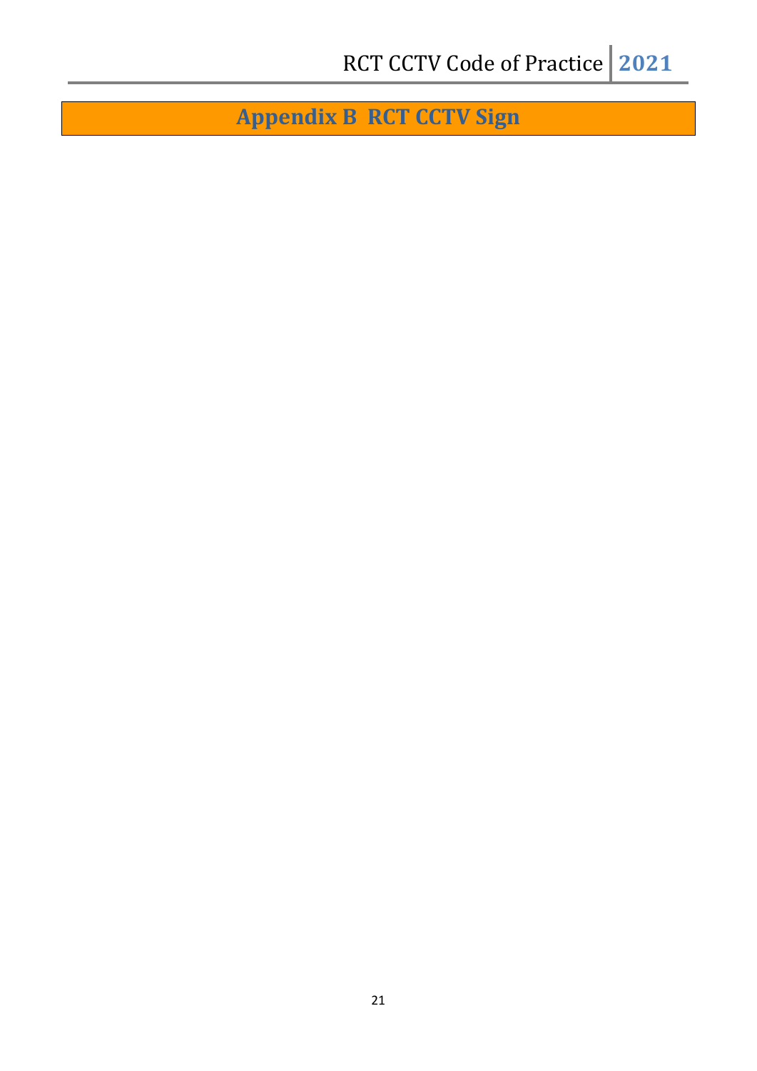# Appendix B RCT CCTV Sign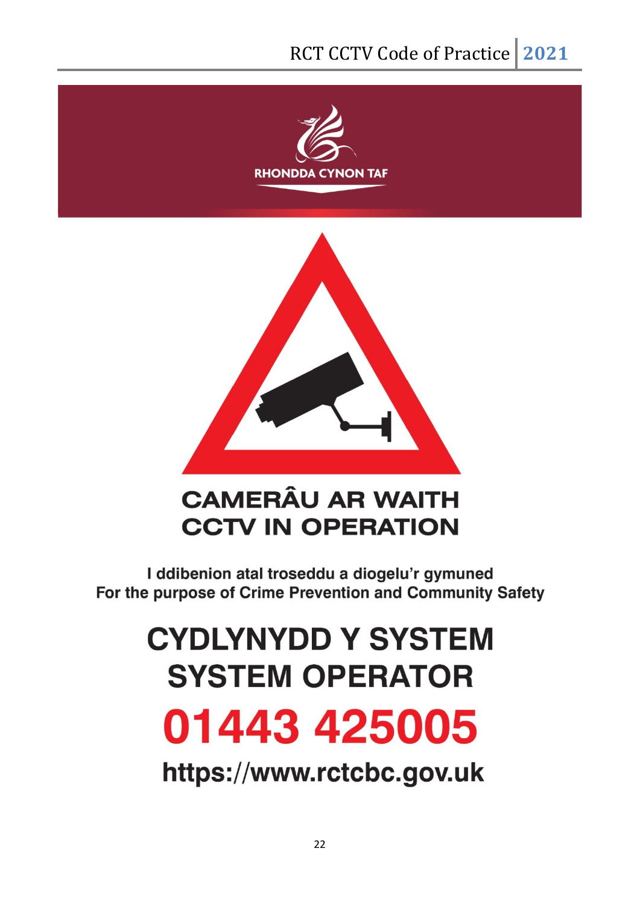RHONDDA CYNON TAF

**CAMERÂU AR WAITH**
**CCTV IN OPERATION**

I ddibenion atal troseddu a diogelu'r gymuned
For the purpose of Crime Prevention and Community Safety

# CYDLYNYDD Y SYSTEM
# SYSTEM OPERATOR

# 01443 425005

## https://www.rctcbc.gov.uk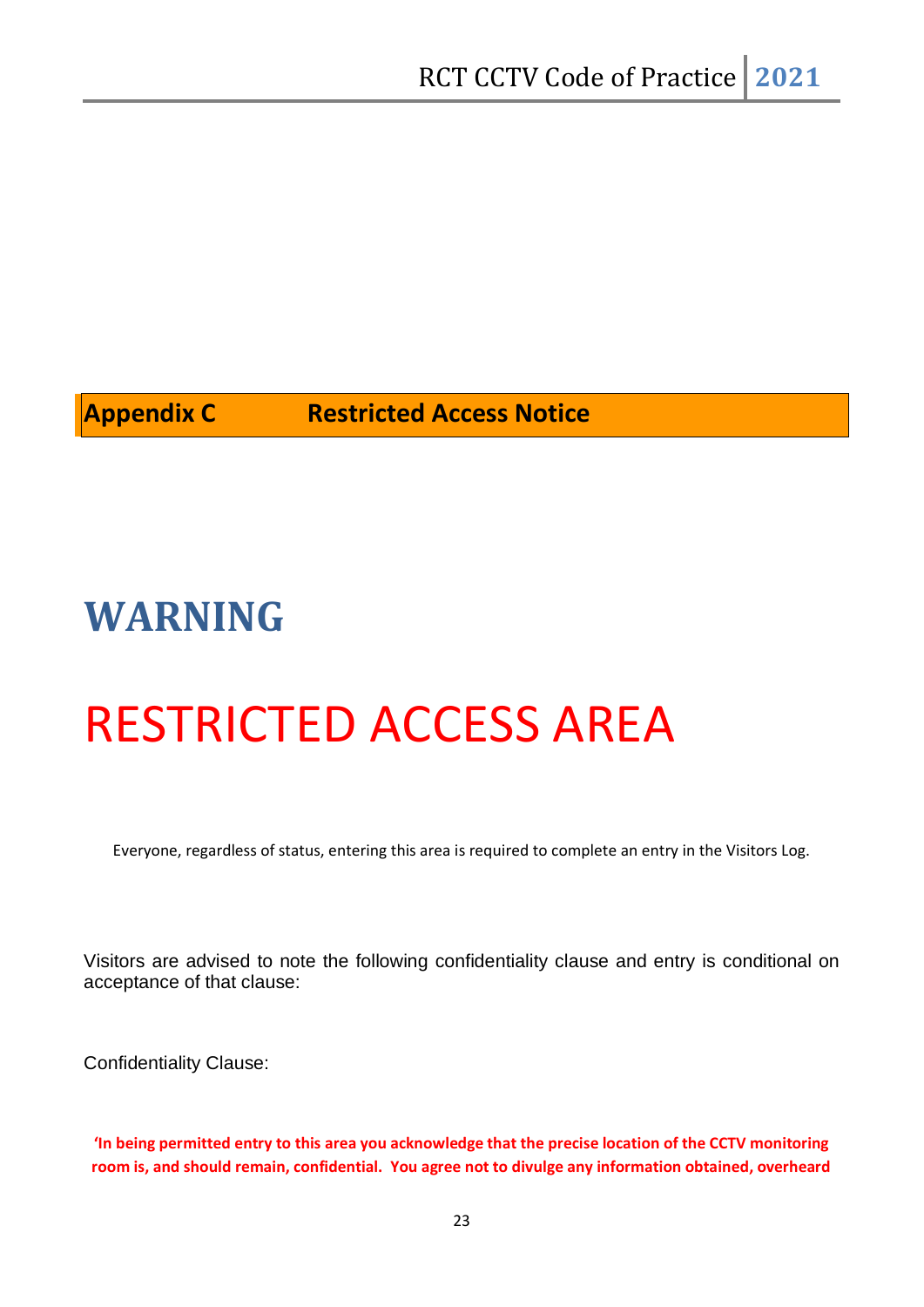## Appendix C Restricted Access Notice

# WARNING

# RESTRICTED ACCESS AREA

Everyone, regardless of status, entering this area is required to complete an entry in the Visitors Log.

Visitors are advised to note the following confidentiality clause and entry is conditional on acceptance of that clause:

Confidentiality Clause:

**'In being permitted entry to this area you acknowledge that the precise location of the CCTV monitoring room is, and should remain, confidential. You agree not to divulge any information obtained, overheard**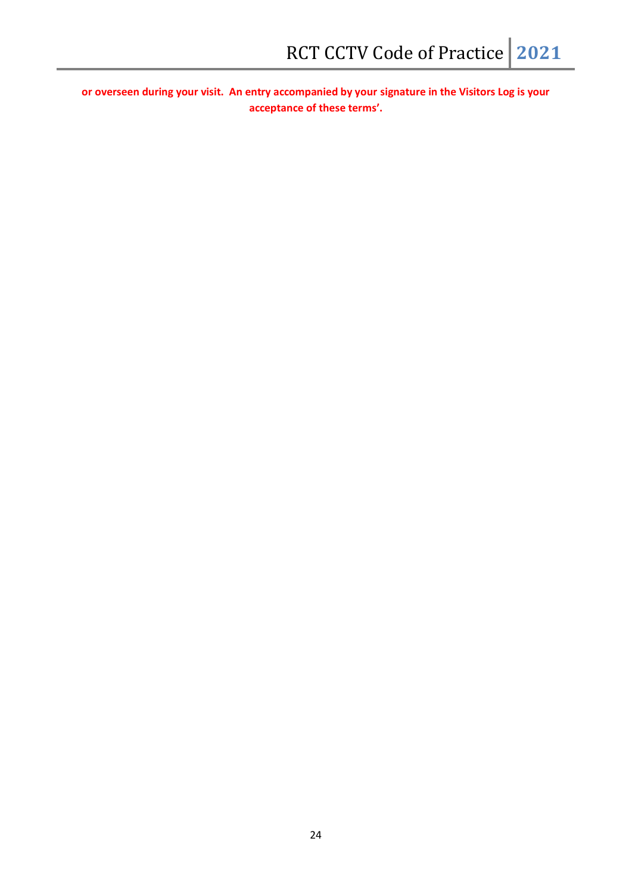**or overseen during your visit. An entry accompanied by your signature in the Visitors Log is your acceptance of these terms'.**